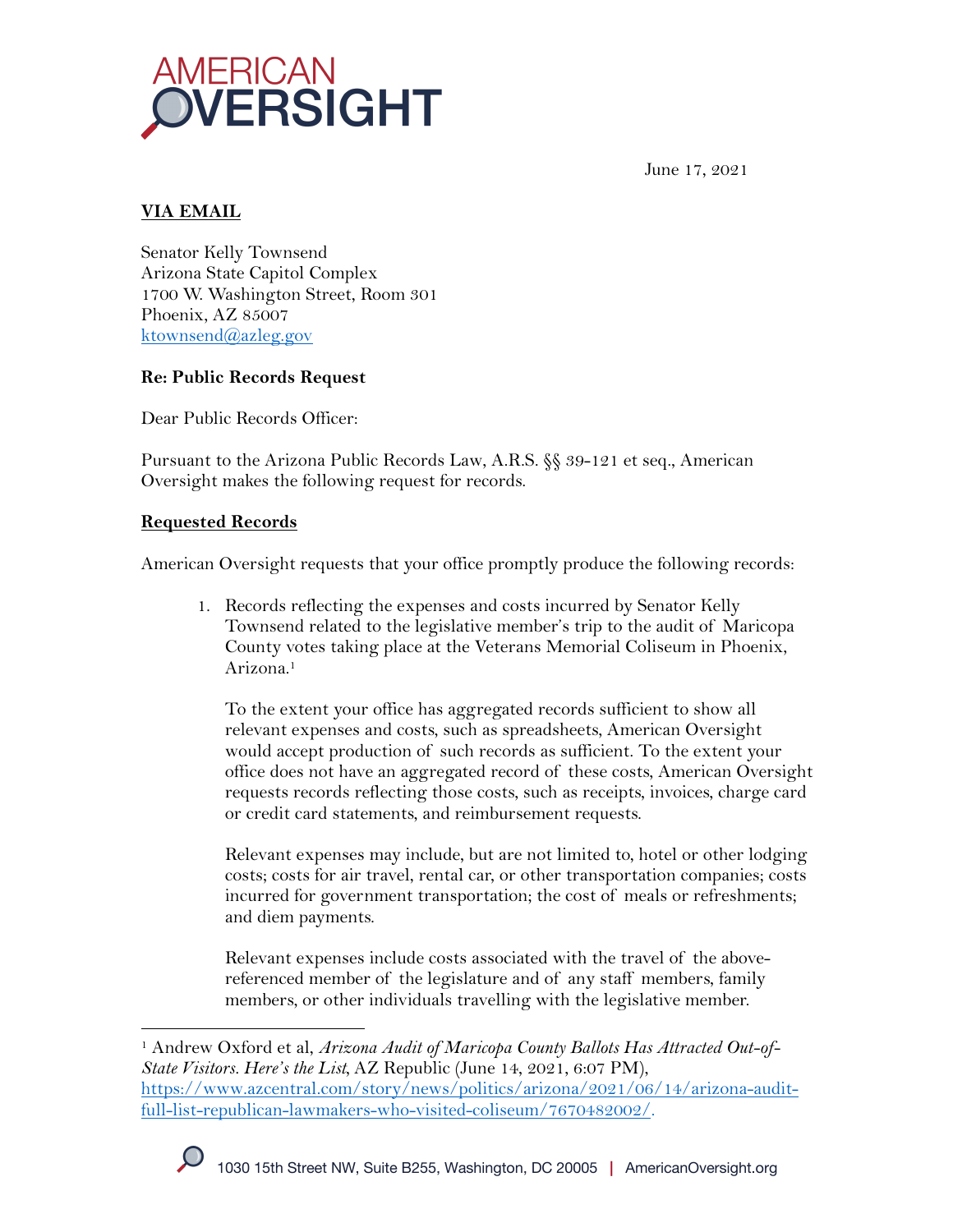AMERICAN OVERSIGHT

June 17, 2021

**VIA EMAIL**

Senator Kelly Townsend
Arizona State Capitol Complex
1700 W. Washington Street, Room 301
Phoenix, AZ 85007
ktownsend@azleg.gov

**Re: Public Records Request**

Dear Public Records Officer:

Pursuant to the Arizona Public Records Law, A.R.S. §§ 39-121 et seq., American Oversight makes the following request for records.

**Requested Records**

American Oversight requests that your office promptly produce the following records:

1. Records reflecting the expenses and costs incurred by Senator Kelly Townsend related to the legislative member's trip to the audit of Maricopa County votes taking place at the Veterans Memorial Coliseum in Phoenix, Arizona.[1]

   To the extent your office has aggregated records sufficient to show all relevant expenses and costs, such as spreadsheets, American Oversight would accept production of such records as sufficient. To the extent your office does not have an aggregated record of these costs, American Oversight requests records reflecting those costs, such as receipts, invoices, charge card or credit card statements, and reimbursement requests.

   Relevant expenses may include, but are not limited to, hotel or other lodging costs; costs for air travel, rental car, or other transportation companies; costs incurred for government transportation; the cost of meals or refreshments; and diem payments.

   Relevant expenses include costs associated with the travel of the above-referenced member of the legislature and of any staff members, family members, or other individuals travelling with the legislative member.

---

[1] Andrew Oxford et al, *Arizona Audit of Maricopa County Ballots Has Attracted Out-of-State Visitors. Here's the List*, AZ Republic (June 14, 2021, 6:07 PM), https://www.azcentral.com/story/news/politics/arizona/2021/06/14/arizona-audit-full-list-republican-lawmakers-who-visited-coliseum/7670482002/.

1030 15th Street NW, Suite B255, Washington, DC 20005 | AmericanOversight.org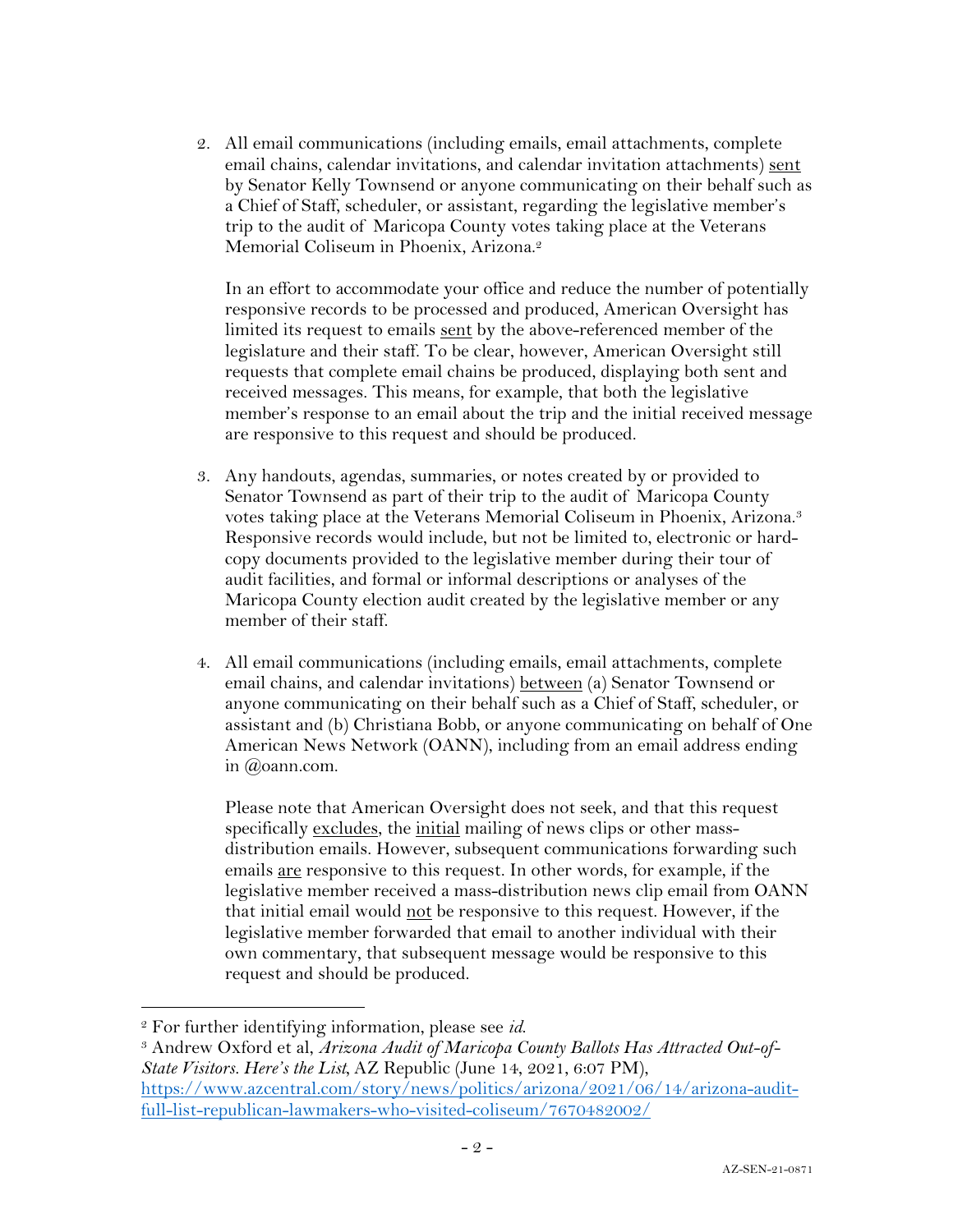2. All email communications (including emails, email attachments, complete email chains, calendar invitations, and calendar invitation attachments) sent by Senator Kelly Townsend or anyone communicating on their behalf such as a Chief of Staff, scheduler, or assistant, regarding the legislative member's trip to the audit of Maricopa County votes taking place at the Veterans Memorial Coliseum in Phoenix, Arizona.[2]

   In an effort to accommodate your office and reduce the number of potentially responsive records to be processed and produced, American Oversight has limited its request to emails sent by the above-referenced member of the legislature and their staff. To be clear, however, American Oversight still requests that complete email chains be produced, displaying both sent and received messages. This means, for example, that both the legislative member's response to an email about the trip and the initial received message are responsive to this request and should be produced.

3. Any handouts, agendas, summaries, or notes created by or provided to Senator Townsend as part of their trip to the audit of Maricopa County votes taking place at the Veterans Memorial Coliseum in Phoenix, Arizona.[3] Responsive records would include, but not be limited to, electronic or hard-copy documents provided to the legislative member during their tour of audit facilities, and formal or informal descriptions or analyses of the Maricopa County election audit created by the legislative member or any member of their staff.

4. All email communications (including emails, email attachments, complete email chains, and calendar invitations) between (a) Senator Townsend or anyone communicating on their behalf such as a Chief of Staff, scheduler, or assistant and (b) Christiana Bobb, or anyone communicating on behalf of One American News Network (OANN), including from an email address ending in @oann.com.

   Please note that American Oversight does not seek, and that this request specifically excludes, the initial mailing of news clips or other mass-distribution emails. However, subsequent communications forwarding such emails are responsive to this request. In other words, for example, if the legislative member received a mass-distribution news clip email from OANN that initial email would not be responsive to this request. However, if the legislative member forwarded that email to another individual with their own commentary, that subsequent message would be responsive to this request and should be produced.

[2] For further identifying information, please see *id.*

[3] Andrew Oxford et al, *Arizona Audit of Maricopa County Ballots Has Attracted Out-of-State Visitors. Here's the List*, AZ Republic (June 14, 2021, 6:07 PM), https://www.azcentral.com/story/news/politics/arizona/2021/06/14/arizona-audit-full-list-republican-lawmakers-who-visited-coliseum/7670482002/

AZ-SEN-21-0871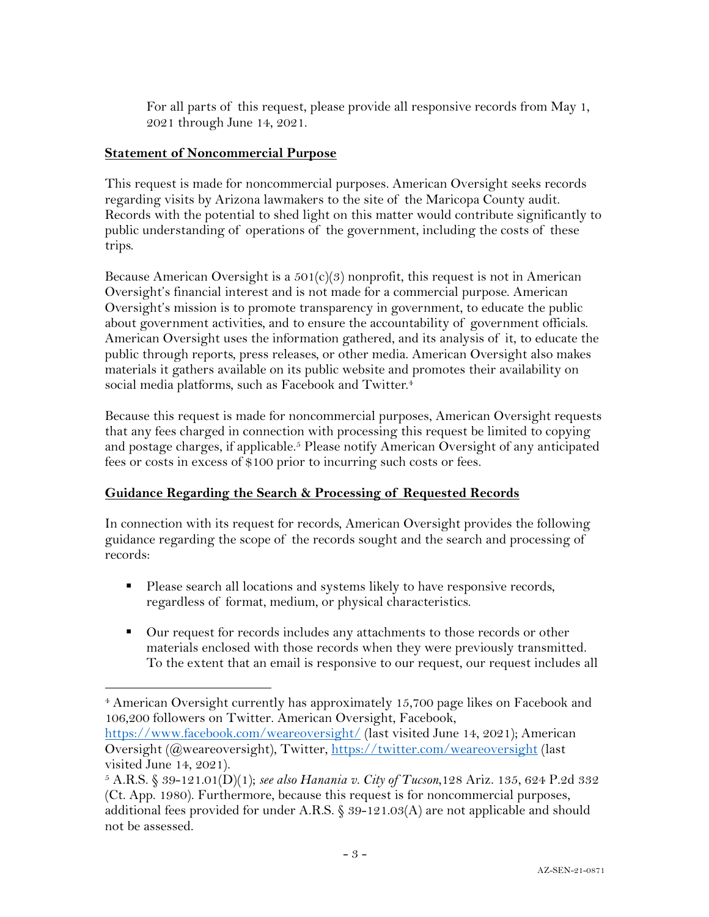For all parts of this request, please provide all responsive records from May 1, 2021 through June 14, 2021.

**Statement of Noncommercial Purpose**

This request is made for noncommercial purposes. American Oversight seeks records regarding visits by Arizona lawmakers to the site of the Maricopa County audit. Records with the potential to shed light on this matter would contribute significantly to public understanding of operations of the government, including the costs of these trips.

Because American Oversight is a 501(c)(3) nonprofit, this request is not in American Oversight's financial interest and is not made for a commercial purpose. American Oversight's mission is to promote transparency in government, to educate the public about government activities, and to ensure the accountability of government officials. American Oversight uses the information gathered, and its analysis of it, to educate the public through reports, press releases, or other media. American Oversight also makes materials it gathers available on its public website and promotes their availability on social media platforms, such as Facebook and Twitter.[4]

Because this request is made for noncommercial purposes, American Oversight requests that any fees charged in connection with processing this request be limited to copying and postage charges, if applicable.[5] Please notify American Oversight of any anticipated fees or costs in excess of $100 prior to incurring such costs or fees.

**Guidance Regarding the Search & Processing of Requested Records**

In connection with its request for records, American Oversight provides the following guidance regarding the scope of the records sought and the search and processing of records:

- Please search all locations and systems likely to have responsive records, regardless of format, medium, or physical characteristics.
- Our request for records includes any attachments to those records or other materials enclosed with those records when they were previously transmitted. To the extent that an email is responsive to our request, our request includes all

---

[4] American Oversight currently has approximately 15,700 page likes on Facebook and 106,200 followers on Twitter. American Oversight, Facebook, https://www.facebook.com/weareoversight/ (last visited June 14, 2021); American Oversight (@weareoversight), Twitter, https://twitter.com/weareoversight (last visited June 14, 2021).

[5] A.R.S. § 39-121.01(D)(1); *see also Hanania v. City of Tucson*, 128 Ariz. 135, 624 P.2d 332 (Ct. App. 1980). Furthermore, because this request is for noncommercial purposes, additional fees provided for under A.R.S. § 39-121.03(A) are not applicable and should not be assessed.

AZ-SEN-21-0871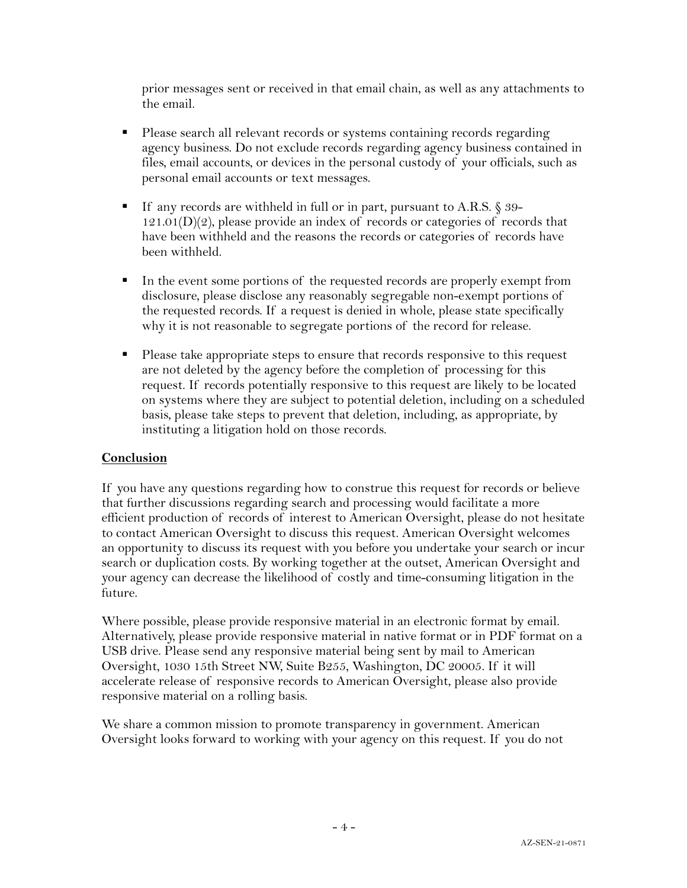prior messages sent or received in that email chain, as well as any attachments to the email.

- Please search all relevant records or systems containing records regarding agency business. Do not exclude records regarding agency business contained in files, email accounts, or devices in the personal custody of your officials, such as personal email accounts or text messages.

- If any records are withheld in full or in part, pursuant to A.R.S. § 39-121.01(D)(2), please provide an index of records or categories of records that have been withheld and the reasons the records or categories of records have been withheld.

- In the event some portions of the requested records are properly exempt from disclosure, please disclose any reasonably segregable non-exempt portions of the requested records. If a request is denied in whole, please state specifically why it is not reasonable to segregate portions of the record for release.

- Please take appropriate steps to ensure that records responsive to this request are not deleted by the agency before the completion of processing for this request. If records potentially responsive to this request are likely to be located on systems where they are subject to potential deletion, including on a scheduled basis, please take steps to prevent that deletion, including, as appropriate, by instituting a litigation hold on those records.

**Conclusion**

If you have any questions regarding how to construe this request for records or believe that further discussions regarding search and processing would facilitate a more efficient production of records of interest to American Oversight, please do not hesitate to contact American Oversight to discuss this request. American Oversight welcomes an opportunity to discuss its request with you before you undertake your search or incur search or duplication costs. By working together at the outset, American Oversight and your agency can decrease the likelihood of costly and time-consuming litigation in the future.

Where possible, please provide responsive material in an electronic format by email. Alternatively, please provide responsive material in native format or in PDF format on a USB drive. Please send any responsive material being sent by mail to American Oversight, 1030 15th Street NW, Suite B255, Washington, DC 20005. If it will accelerate release of responsive records to American Oversight, please also provide responsive material on a rolling basis.

We share a common mission to promote transparency in government. American Oversight looks forward to working with your agency on this request. If you do not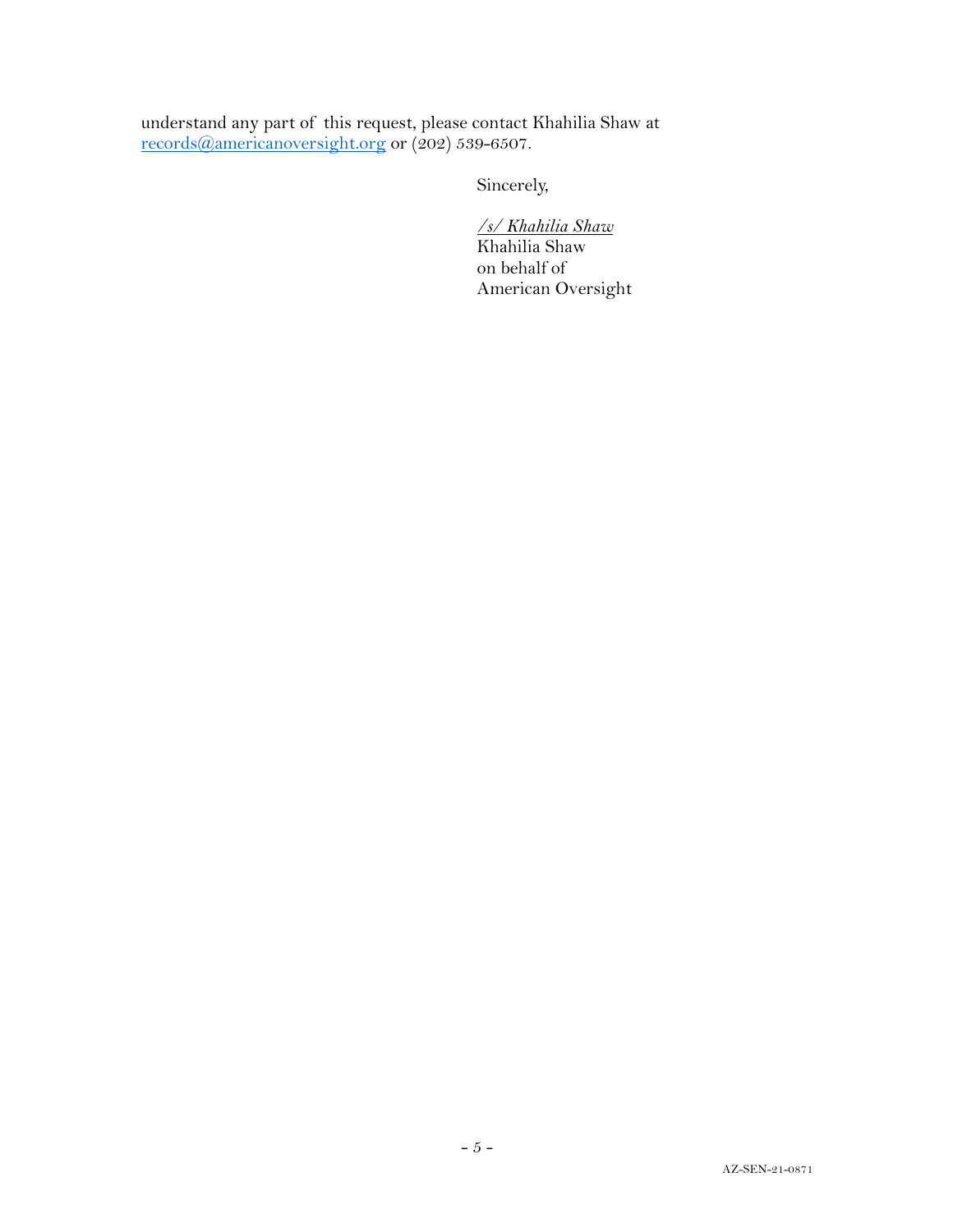understand any part of this request, please contact Khahilia Shaw at records@americanoversight.org or (202) 539-6507.

Sincerely,

*/s/ Khahilia Shaw*
Khahilia Shaw
on behalf of
American Oversight

AZ-SEN-21-0871